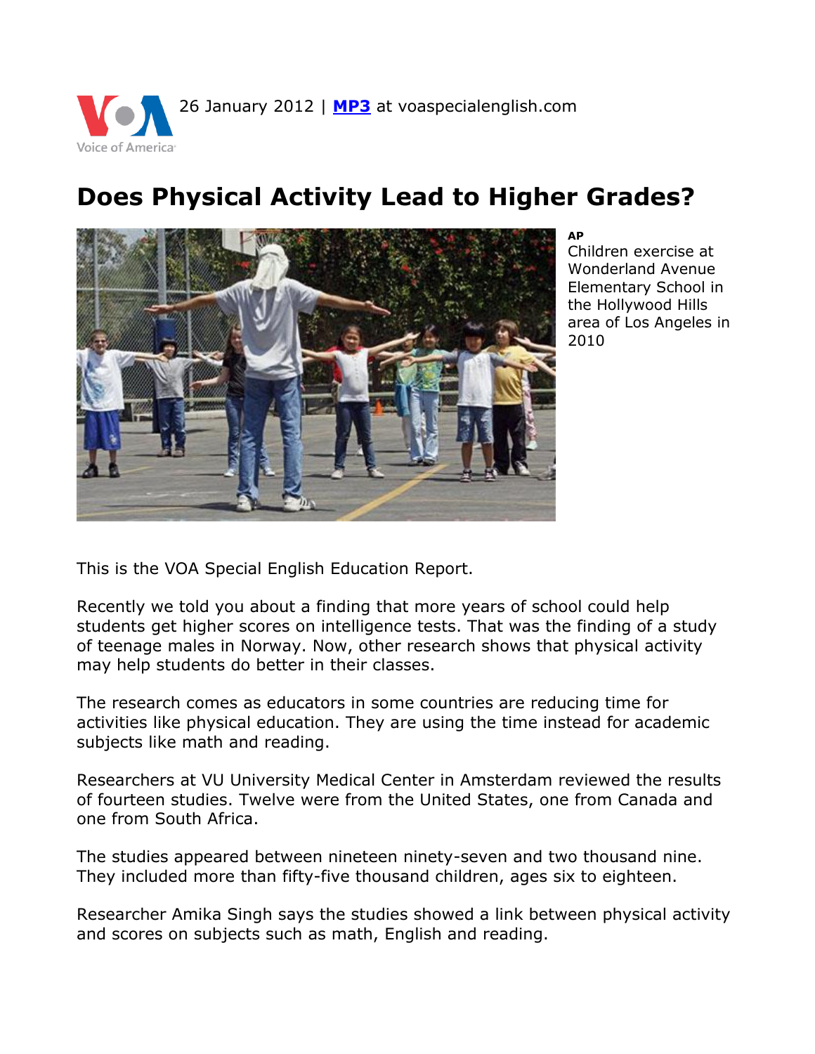26 January 2012 | **[MP3](MP3)** at voaspecialenglish.com

# Does Physical Activity Lead to Higher Grades?

**AP**
Children exercise at Wonderland Avenue Elementary School in the Hollywood Hills area of Los Angeles in 2010

This is the VOA Special English Education Report.

Recently we told you about a finding that more years of school could help students get higher scores on intelligence tests. That was the finding of a study of teenage males in Norway. Now, other research shows that physical activity may help students do better in their classes.

The research comes as educators in some countries are reducing time for activities like physical education. They are using the time instead for academic subjects like math and reading.

Researchers at VU University Medical Center in Amsterdam reviewed the results of fourteen studies. Twelve were from the United States, one from Canada and one from South Africa.

The studies appeared between nineteen ninety-seven and two thousand nine. They included more than fifty-five thousand children, ages six to eighteen.

Researcher Amika Singh says the studies showed a link between physical activity and scores on subjects such as math, English and reading.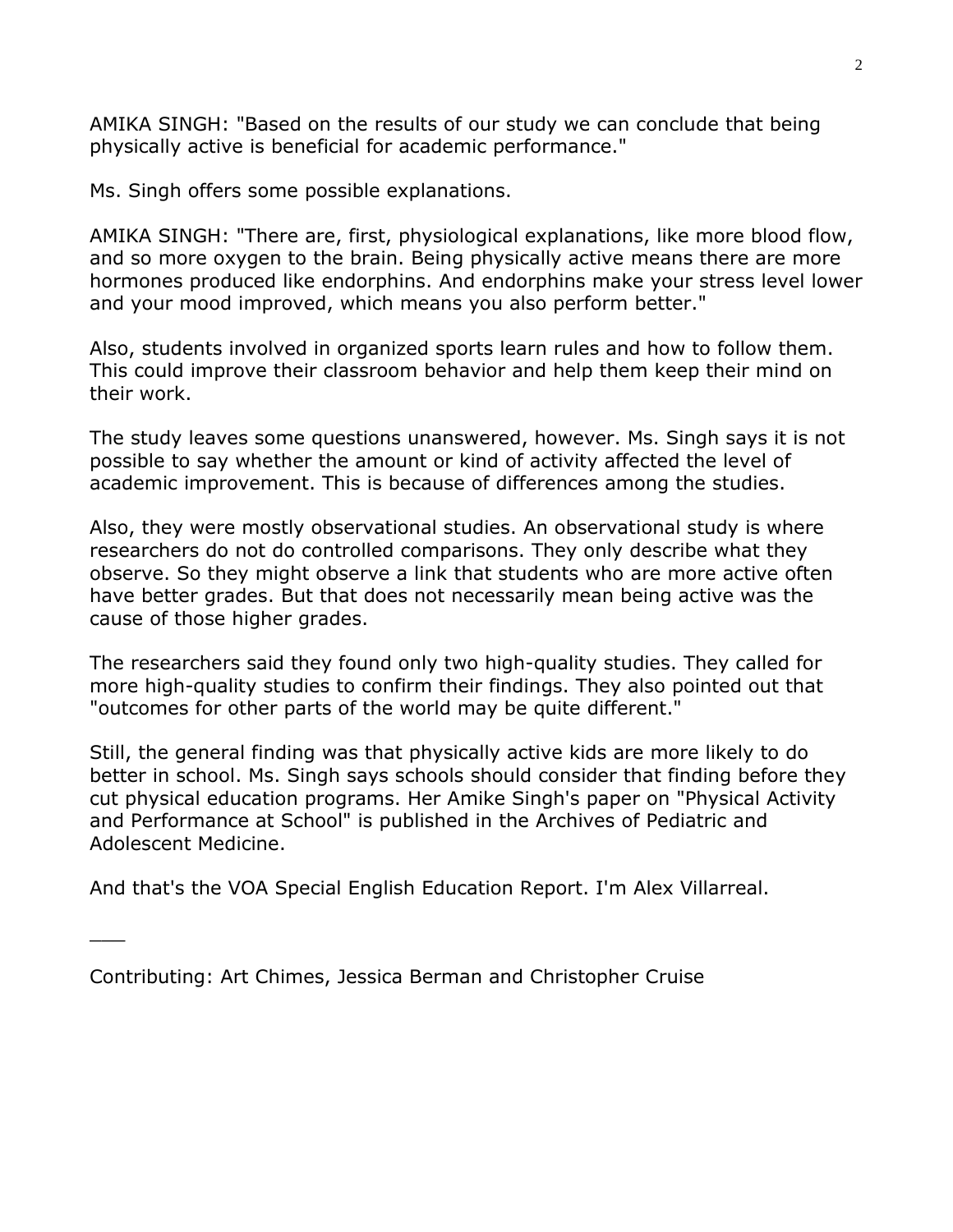AMIKA SINGH: "Based on the results of our study we can conclude that being physically active is beneficial for academic performance."

Ms. Singh offers some possible explanations.

AMIKA SINGH: "There are, first, physiological explanations, like more blood flow, and so more oxygen to the brain. Being physically active means there are more hormones produced like endorphins. And endorphins make your stress level lower and your mood improved, which means you also perform better."

Also, students involved in organized sports learn rules and how to follow them. This could improve their classroom behavior and help them keep their mind on their work.

The study leaves some questions unanswered, however. Ms. Singh says it is not possible to say whether the amount or kind of activity affected the level of academic improvement. This is because of differences among the studies.

Also, they were mostly observational studies. An observational study is where researchers do not do controlled comparisons. They only describe what they observe. So they might observe a link that students who are more active often have better grades. But that does not necessarily mean being active was the cause of those higher grades.

The researchers said they found only two high-quality studies. They called for more high-quality studies to confirm their findings. They also pointed out that "outcomes for other parts of the world may be quite different."

Still, the general finding was that physically active kids are more likely to do better in school. Ms. Singh says schools should consider that finding before they cut physical education programs. Her Amike Singh's paper on "Physical Activity and Performance at School" is published in the Archives of Pediatric and Adolescent Medicine.

And that's the VOA Special English Education Report. I'm Alex Villarreal.

___

Contributing: Art Chimes, Jessica Berman and Christopher Cruise